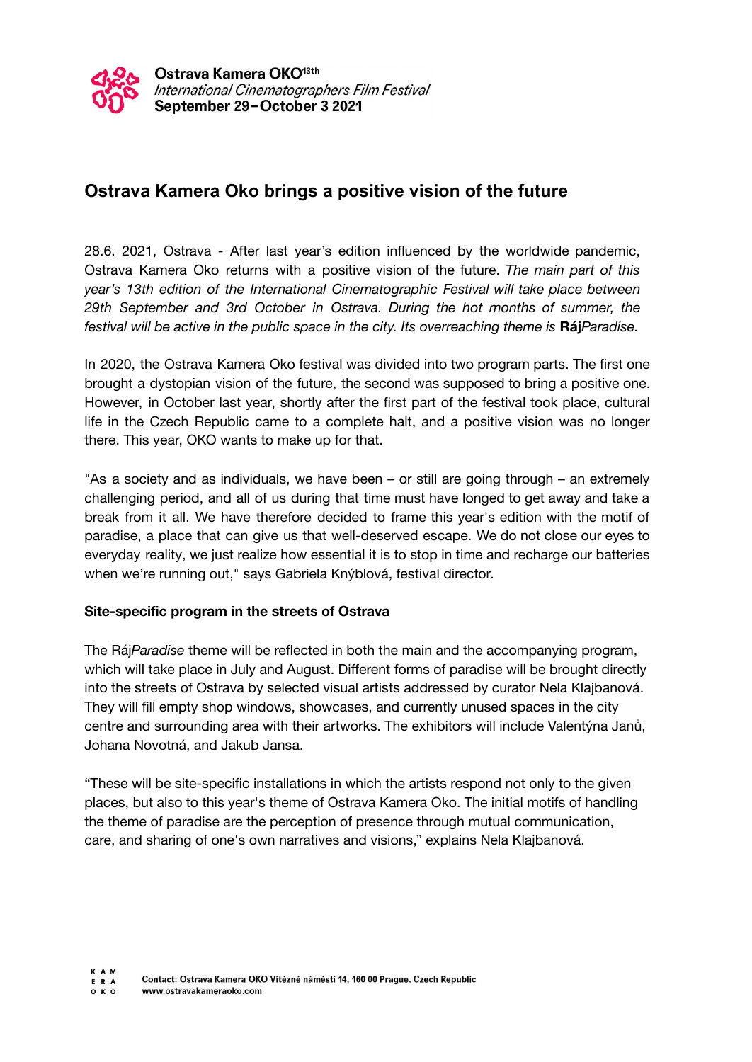**Ostrava Kamera OKO13th**
*International Cinematographers Film Festival*
**September 29–October 3 2021**

# Ostrava Kamera Oko brings a positive vision of the future

28.6. 2021, Ostrava - After last year's edition influenced by the worldwide pandemic, Ostrava Kamera Oko returns with a positive vision of the future. *The main part of this year's 13th edition of the International Cinematographic Festival will take place between 29th September and 3rd October in Ostrava. During the hot months of summer, the festival will be active in the public space in the city. Its overreaching theme is* **Ráj***Paradise.*

In 2020, the Ostrava Kamera Oko festival was divided into two program parts. The first one brought a dystopian vision of the future, the second was supposed to bring a positive one. However, in October last year, shortly after the first part of the festival took place, cultural life in the Czech Republic came to a complete halt, and a positive vision was no longer there. This year, OKO wants to make up for that.

"As a society and as individuals, we have been – or still are going through – an extremely challenging period, and all of us during that time must have longed to get away and take a break from it all. We have therefore decided to frame this year's edition with the motif of paradise, a place that can give us that well-deserved escape. We do not close our eyes to everyday reality, we just realize how essential it is to stop in time and recharge our batteries when we're running out," says Gabriela Knýblová, festival director.

**Site-specific program in the streets of Ostrava**

The Ráj*Paradise* theme will be reflected in both the main and the accompanying program, which will take place in July and August. Different forms of paradise will be brought directly into the streets of Ostrava by selected visual artists addressed by curator Nela Klajbanová. They will fill empty shop windows, showcases, and currently unused spaces in the city centre and surrounding area with their artworks. The exhibitors will include Valentýna Janů, Johana Novotná, and Jakub Jansa.

"These will be site-specific installations in which the artists respond not only to the given places, but also to this year's theme of Ostrava Kamera Oko. The initial motifs of handling the theme of paradise are the perception of presence through mutual communication, care, and sharing of one's own narratives and visions," explains Nela Klajbanová.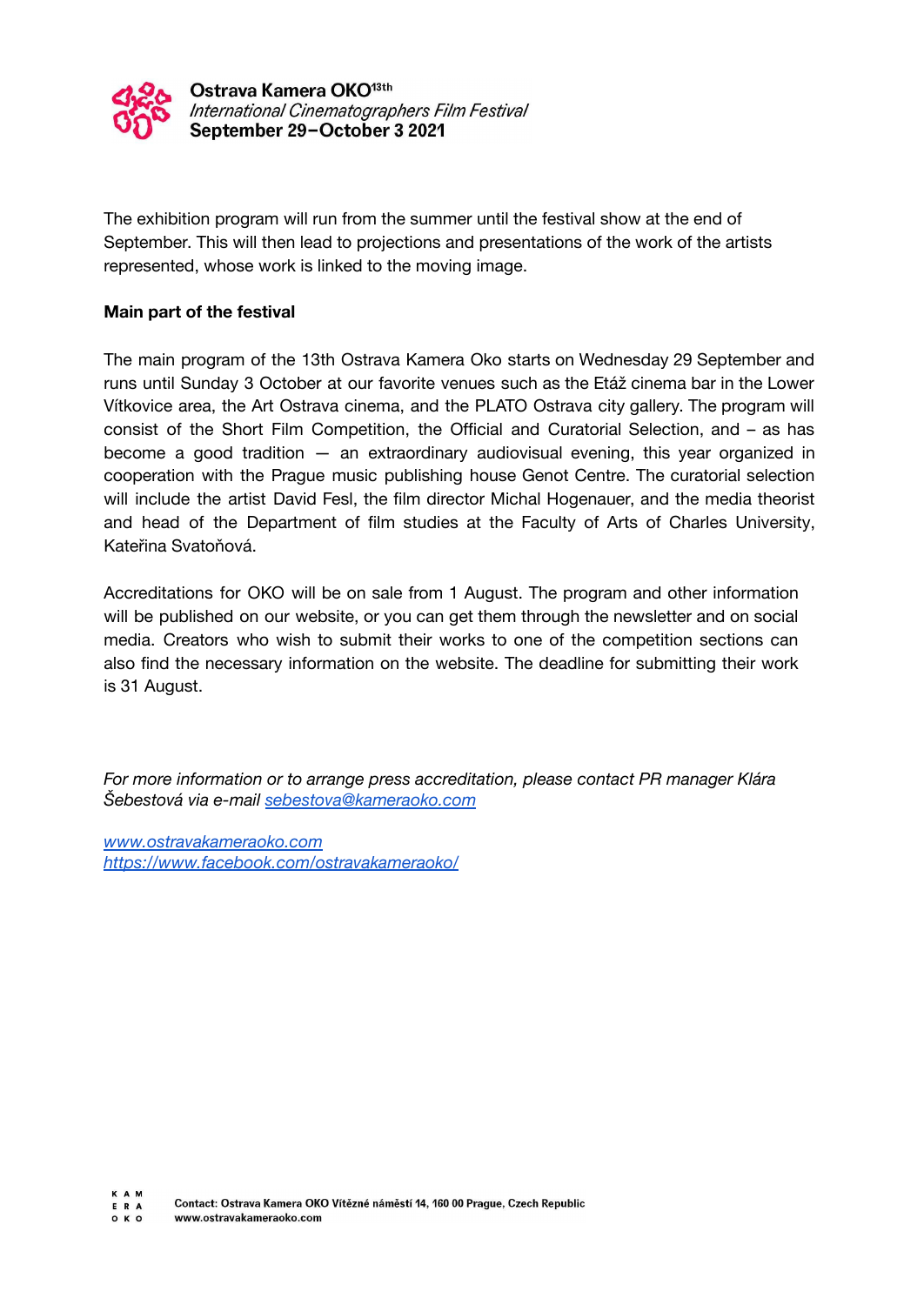The exhibition program will run from the summer until the festival show at the end of September. This will then lead to projections and presentations of the work of the artists represented, whose work is linked to the moving image.

**Main part of the festival**

The main program of the 13th Ostrava Kamera Oko starts on Wednesday 29 September and runs until Sunday 3 October at our favorite venues such as the Etáž cinema bar in the Lower Vítkovice area, the Art Ostrava cinema, and the PLATO Ostrava city gallery. The program will consist of the Short Film Competition, the Official and Curatorial Selection, and – as has become a good tradition — an extraordinary audiovisual evening, this year organized in cooperation with the Prague music publishing house Genot Centre. The curatorial selection will include the artist David Fesl, the film director Michal Hogenauer, and the media theorist and head of the Department of film studies at the Faculty of Arts of Charles University, Kateřina Svatoňová.

Accreditations for OKO will be on sale from 1 August. The program and other information will be published on our website, or you can get them through the newsletter and on social media. Creators who wish to submit their works to one of the competition sections can also find the necessary information on the website. The deadline for submitting their work is 31 August.

*For more information or to arrange press accreditation, please contact PR manager Klára Šebestová via e-mail [sebestova@kameraoko.com](mailto:sebestova@kameraoko.com)*

*[www.ostravakameraoko.com](http://www.ostravakameraoko.com)*
*[https://www.facebook.com/ostravakameraoko/](https://www.facebook.com/ostravakameraoko/)*